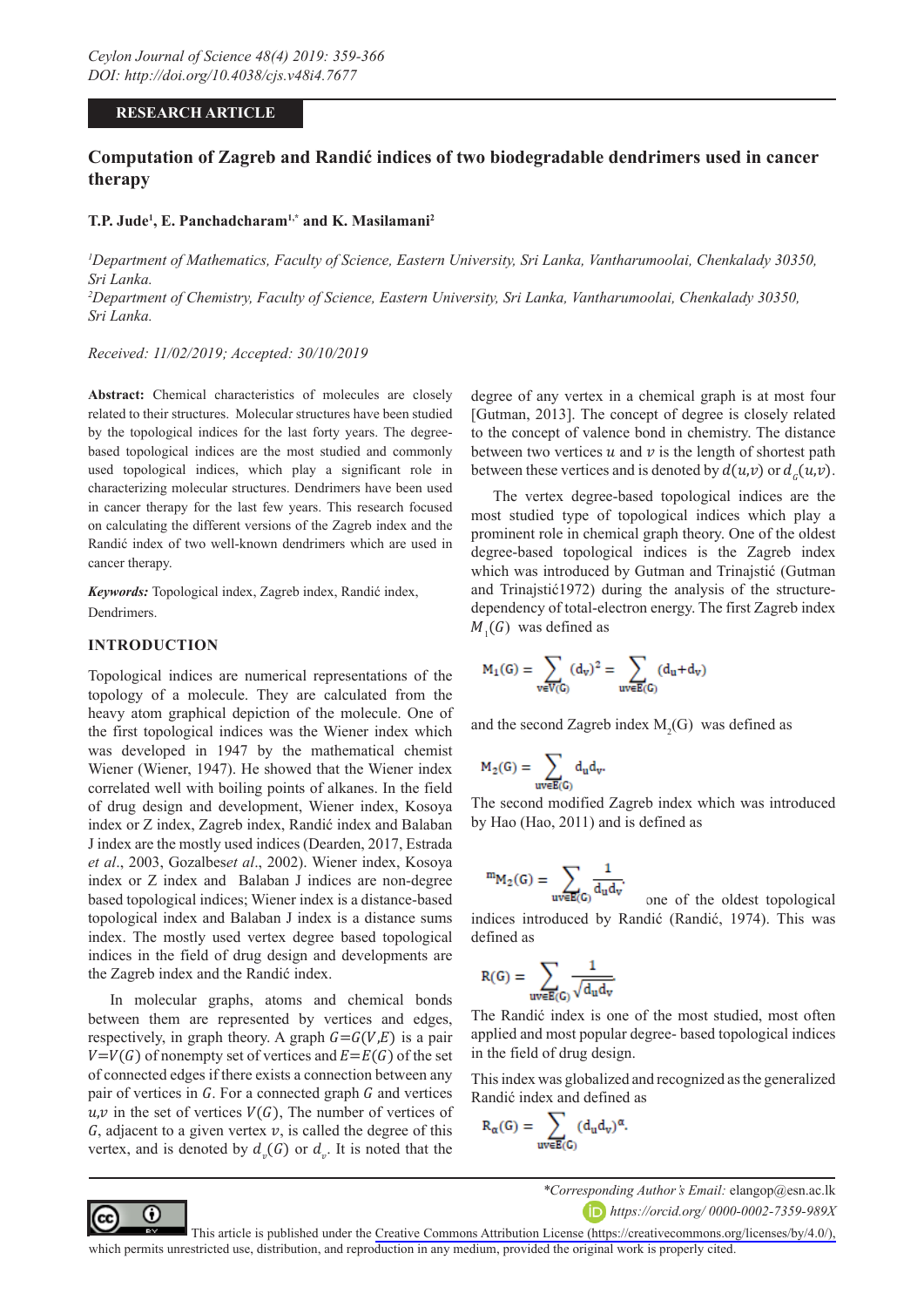**RESEARCH ARTICLE**

# Computation of Zagreb and Randić indices of two biodegradable dendrimers used in cancer therapy

**T.P. Jude[1], E. Panchadcharam[1,*] and K. Masilamani[2]**

*[1]Department of Mathematics, Faculty of Science, Eastern University, Sri Lanka, Vantharumoolai, Chenkalady 30350, Sri Lanka.*

*[2]Department of Chemistry, Faculty of Science, Eastern University, Sri Lanka, Vantharumoolai, Chenkalady 30350, Sri Lanka.*

*Received: 11/02/2019; Accepted: 30/10/2019*

**Abstract:** Chemical characteristics of molecules are closely related to their structures. Molecular structures have been studied by the topological indices for the last forty years. The degree-based topological indices are the most studied and commonly used topological indices, which play a significant role in characterizing molecular structures. Dendrimers have been used in cancer therapy for the last few years. This research focused on calculating the different versions of the Zagreb index and the Randić index of two well-known dendrimers which are used in cancer therapy.

***Keywords:*** Topological index, Zagreb index, Randić index, Dendrimers.

## INTRODUCTION

Topological indices are numerical representations of the topology of a molecule. They are calculated from the heavy atom graphical depiction of the molecule. One of the first topological indices was the Wiener index which was developed in 1947 by the mathematical chemist Wiener (Wiener, 1947). He showed that the Wiener index correlated well with boiling points of alkanes. In the field of drug design and development, Wiener index, Kosoya index or Z index, Zagreb index, Randić index and Balaban J index are the mostly used indices (Dearden, 2017, Estrada *et al*., 2003, Gozalbes*et al*., 2002). Wiener index, Kosoya index or Z index and Balaban J indices are non-degree based topological indices; Wiener index is a distance-based topological index and Balaban J index is a distance sums index. The mostly used vertex degree based topological indices in the field of drug design and developments are the Zagreb index and the Randić index.

In molecular graphs, atoms and chemical bonds between them are represented by vertices and edges, respectively, in graph theory. A graph $G=G(V,E)$ is a pair $V=V(G)$ of nonempty set of vertices and $E=E(G)$ of the set of connected edges if there exists a connection between any pair of vertices in $G$. For a connected graph $G$ and vertices $u,v$ in the set of vertices $V(G)$, The number of vertices of $G$, adjacent to a given vertex $v$, is called the degree of this vertex, and is denoted by $d_v(G)$ or $d_v$. It is noted that the degree of any vertex in a chemical graph is at most four [Gutman, 2013]. The concept of degree is closely related to the concept of valence bond in chemistry. The distance between two vertices $u$ and $v$ is the length of shortest path between these vertices and is denoted by $d(u,v)$ or $d_G(u,v)$.

The vertex degree-based topological indices are the most studied type of topological indices which play a prominent role in chemical graph theory. One of the oldest degree-based topological indices is the Zagreb index which was introduced by Gutman and Trinajstić (Gutman and Trinajstić1972) during the analysis of the structure-dependency of total-electron energy. The first Zagreb index $M_1(G)$ was defined as

$$M_1(G) = \sum_{v \in V(G)} (d_v)^2 = \sum_{uv \in E(G)} (d_u + d_v)$$

and the second Zagreb index $M_2(G)$ was defined as

$$M_2(G) = \sum_{uv \in E(G)} d_u d_v.$$

The second modified Zagreb index which was introduced by Hao (Hao, 2011) and is defined as

$${}^{m}M_2(G) = \sum_{uv \in E(G)} \frac{1}{d_u d_v}.$$

one of the oldest topological indices introduced by Randić (Randić, 1974). This was defined as

$$R(G) = \sum_{uv \in E(G)} \frac{1}{\sqrt{d_u d_v}}$$

The Randić index is one of the most studied, most often applied and most popular degree- based topological indices in the field of drug design.

This index was globalized and recognized as the generalized Randić index and defined as

$$R_\alpha(G) = \sum_{uv \in E(G)} (d_u d_v)^\alpha.$$

*\*Corresponding Author's Email:* elangop@esn.ac.lk

https://orcid.org/ 0000-0002-7359-989X

This article is published under the Creative Commons Attribution License (https://creativecommons.org/licenses/by/4.0/), which permits unrestricted use, distribution, and reproduction in any medium, provided the original work is properly cited.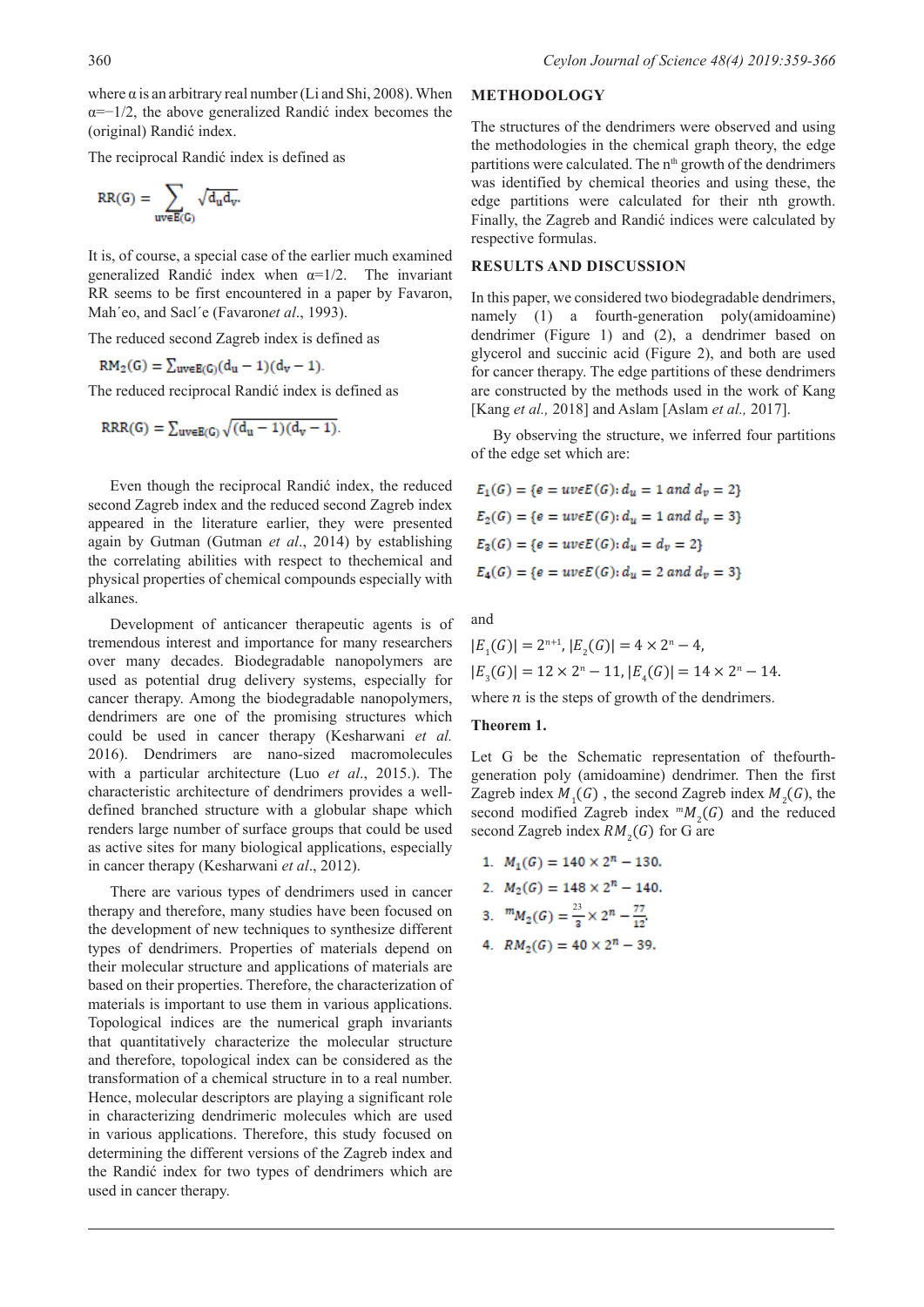where α is an arbitrary real number (Li and Shi, 2008). When α=−1/2, the above generalized Randić index becomes the (original) Randić index.

The reciprocal Randić index is defined as

$$RR(G) = \sum_{uv \in E(G)} \sqrt{d_u d_v}.$$

It is, of course, a special case of the earlier much examined generalized Randić index when α=1/2. The invariant RR seems to be first encountered in a paper by Favaron, Mah´eo, and Sacl´e (Favaron*et al*., 1993).

The reduced second Zagreb index is defined as

$$RM_2(G) = \sum_{uv \in E(G)} (d_u - 1)(d_v - 1).$$

The reduced reciprocal Randić index is defined as

$$RRR(G) = \sum_{uv \in E(G)} \sqrt{(d_u - 1)(d_v - 1)}.$$

Even though the reciprocal Randić index, the reduced second Zagreb index and the reduced second Zagreb index appeared in the literature earlier, they were presented again by Gutman (Gutman *et al*., 2014) by establishing the correlating abilities with respect to thechemical and physical properties of chemical compounds especially with alkanes.

Development of anticancer therapeutic agents is of tremendous interest and importance for many researchers over many decades. Biodegradable nanopolymers are used as potential drug delivery systems, especially for cancer therapy. Among the biodegradable nanopolymers, dendrimers are one of the promising structures which could be used in cancer therapy (Kesharwani *et al.* 2016). Dendrimers are nano-sized macromolecules with a particular architecture (Luo *et al*., 2015.). The characteristic architecture of dendrimers provides a well-defined branched structure with a globular shape which renders large number of surface groups that could be used as active sites for many biological applications, especially in cancer therapy (Kesharwani *et al*., 2012).

There are various types of dendrimers used in cancer therapy and therefore, many studies have been focused on the development of new techniques to synthesize different types of dendrimers. Properties of materials depend on their molecular structure and applications of materials are based on their properties. Therefore, the characterization of materials is important to use them in various applications. Topological indices are the numerical graph invariants that quantitatively characterize the molecular structure and therefore, topological index can be considered as the transformation of a chemical structure in to a real number. Hence, molecular descriptors are playing a significant role in characterizing dendrimeric molecules which are used in various applications. Therefore, this study focused on determining the different versions of the Zagreb index and the Randić index for two types of dendrimers which are used in cancer therapy.

## METHODOLOGY

The structures of the dendrimers were observed and using the methodologies in the chemical graph theory, the edge partitions were calculated. The $n^{th}$ growth of the dendrimers was identified by chemical theories and using these, the edge partitions were calculated for their nth growth. Finally, the Zagreb and Randić indices were calculated by respective formulas.

## RESULTS AND DISCUSSION

In this paper, we considered two biodegradable dendrimers, namely (1) a fourth-generation poly(amidoamine) dendrimer (Figure 1) and (2), a dendrimer based on glycerol and succinic acid (Figure 2), and both are used for cancer therapy. The edge partitions of these dendrimers are constructed by the methods used in the work of Kang [Kang *et al.,* 2018] and Aslam [Aslam *et al.,* 2017].

By observing the structure, we inferred four partitions of the edge set which are:

$$E_1(G) = \{e = uv \epsilon E(G) : d_u = 1 \text{ and } d_v = 2\}$$

$$E_2(G) = \{e = uv \epsilon E(G) : d_u = 1 \text{ and } d_v = 3\}$$

$$E_3(G) = \{e = uv \epsilon E(G) : d_u = d_v = 2\}$$

$$E_4(G) = \{e = uv \epsilon E(G) : d_u = 2 \text{ and } d_v = 3\}$$

and

$|E_1(G)| = 2^{n+1}$, $|E_2(G)| = 4 \times 2^n - 4$,

$|E_3(G)| = 12 \times 2^n - 11$, $|E_4(G)| = 14 \times 2^n - 14$.

where $n$ is the steps of growth of the dendrimers.

**Theorem 1.**

Let G be the Schematic representation of thefourth-generation poly (amidoamine) dendrimer. Then the first Zagreb index $M_1(G)$ , the second Zagreb index $M_2(G)$, the second modified Zagreb index ${}^mM_2(G)$ and the reduced second Zagreb index $RM_2(G)$ for G are

1. $M_1(G) = 140 \times 2^n - 130.$
2. $M_2(G) = 148 \times 2^n - 140.$
3. ${}^mM_2(G) = \frac{23}{3} \times 2^n - \frac{77}{12}.$
4. $RM_2(G) = 40 \times 2^n - 39.$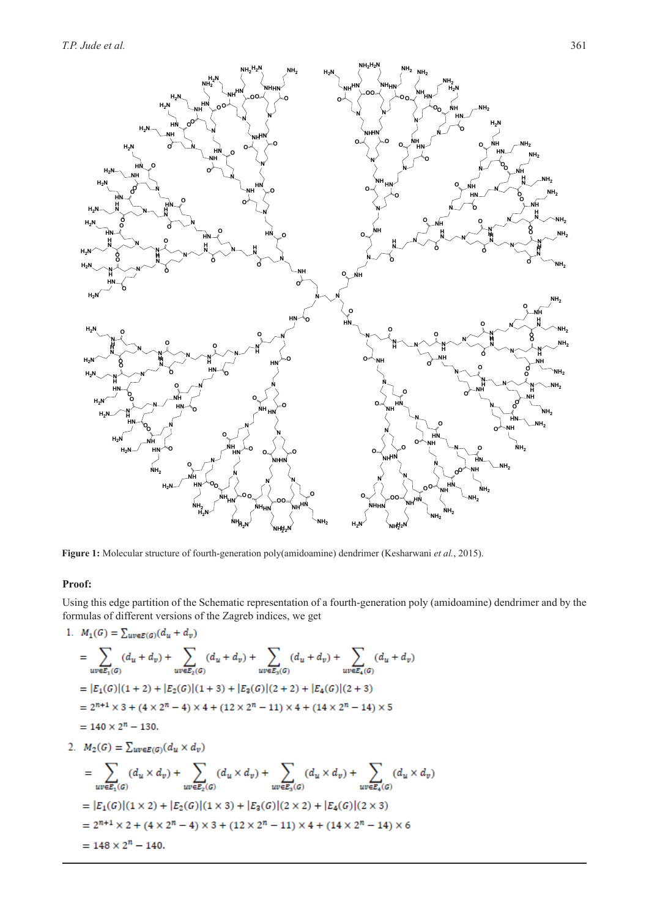**Figure 1:** Molecular structure of fourth-generation poly(amidoamine) dendrimer (Kesharwani *et al.*, 2015).

### Proof:

Using this edge partition of the Schematic representation of a fourth-generation poly (amidoamine) dendrimer and by the formulas of different versions of the Zagreb indices, we get

1. $M_1(G) = \sum_{uv \in E(G)}(d_u + d_v)$

$$= \sum_{uv \in E_1(G)}(d_u + d_v) + \sum_{uv \in E_2(G)}(d_u + d_v) + \sum_{uv \in E_3(G)}(d_u + d_v) + \sum_{uv \in E_4(G)}(d_u + d_v)$$

$$= |E_1(G)|(1+2) + |E_2(G)|(1+3) + |E_3(G)|(2+2) + |E_4(G)|(2+3)$$

$$= 2^{n+1} \times 3 + (4 \times 2^n - 4) \times 4 + (12 \times 2^n - 11) \times 4 + (14 \times 2^n - 14) \times 5$$

$$= 140 \times 2^n - 130.$$

2. $M_2(G) = \sum_{uv \in E(G)}(d_u \times d_v)$

$$= \sum_{uv \in E_1(G)}(d_u \times d_v) + \sum_{uv \in E_2(G)}(d_u \times d_v) + \sum_{uv \in E_3(G)}(d_u \times d_v) + \sum_{uv \in E_4(G)}(d_u \times d_v)$$

$$= |E_1(G)|(1 \times 2) + |E_2(G)|(1 \times 3) + |E_3(G)|(2 \times 2) + |E_4(G)|(2 \times 3)$$

$$= 2^{n+1} \times 2 + (4 \times 2^n - 4) \times 3 + (12 \times 2^n - 11) \times 4 + (14 \times 2^n - 14) \times 6$$

$$= 148 \times 2^n - 140.$$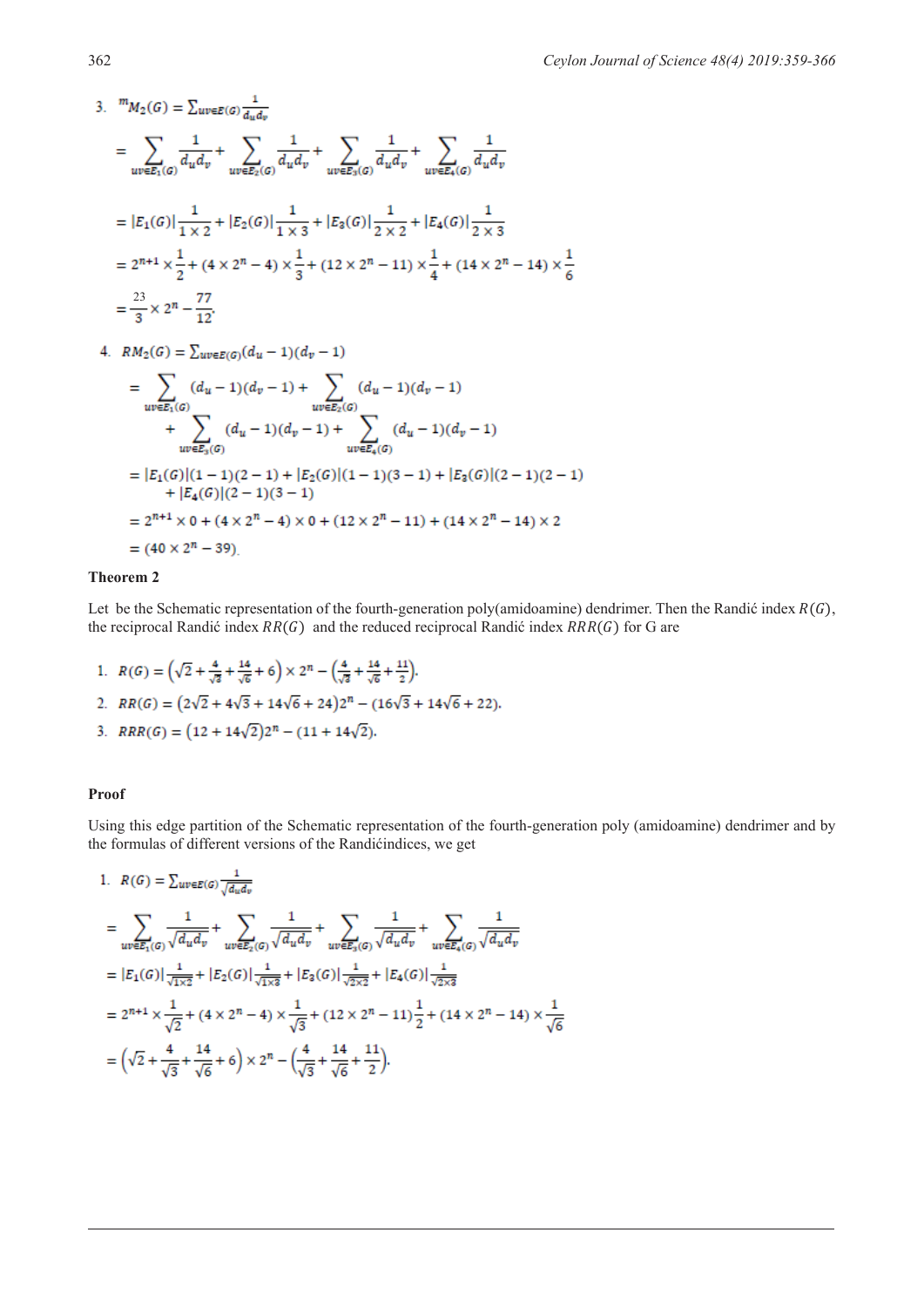3. $^{m}M_2(G) = \sum_{uv\in E(G)} \frac{1}{d_u d_v}$

$$= \sum_{uv\in E_1(G)} \frac{1}{d_u d_v} + \sum_{uv\in E_2(G)} \frac{1}{d_u d_v} + \sum_{uv\in E_3(G)} \frac{1}{d_u d_v} + \sum_{uv\in E_4(G)} \frac{1}{d_u d_v}$$

$$= |E_1(G)|\frac{1}{1\times 2} + |E_2(G)|\frac{1}{1\times 3} + |E_3(G)|\frac{1}{2\times 2} + |E_4(G)|\frac{1}{2\times 3}$$

$$= 2^{n+1}\times\frac{1}{2} + (4\times 2^n - 4)\times\frac{1}{3} + (12\times 2^n - 11)\times\frac{1}{4} + (14\times 2^n - 14)\times\frac{1}{6}$$

$$= \frac{23}{3}\times 2^n - \frac{77}{12}.$$

4. $RM_2(G) = \sum_{uv\in E(G)} (d_u - 1)(d_v - 1)$

$$= \sum_{uv\in E_1(G)} (d_u - 1)(d_v - 1) + \sum_{uv\in E_2(G)} (d_u - 1)(d_v - 1) + \sum_{uv\in E_3(G)} (d_u - 1)(d_v - 1) + \sum_{uv\in E_4(G)} (d_u - 1)(d_v - 1)$$

$$= |E_1(G)|(1-1)(2-1) + |E_2(G)|(1-1)(3-1) + |E_3(G)|(2-1)(2-1) + |E_4(G)|(2-1)(3-1)$$

$$= 2^{n+1}\times 0 + (4\times 2^n - 4)\times 0 + (12\times 2^n - 11) + (14\times 2^n - 14)\times 2$$

$$= (40\times 2^n - 39).$$

**Theorem 2**

Let be the Schematic representation of the fourth-generation poly(amidoamine) dendrimer. Then the Randić index $R(G)$, the reciprocal Randić index $RR(G)$ and the reduced reciprocal Randić index $RRR(G)$ for G are

1. $R(G) = \left(\sqrt{2} + \frac{4}{\sqrt{3}} + \frac{14}{\sqrt{6}} + 6\right)\times 2^n - \left(\frac{4}{\sqrt{3}} + \frac{14}{\sqrt{6}} + \frac{11}{2}\right).$
2. $RR(G) = \left(2\sqrt{2} + 4\sqrt{3} + 14\sqrt{6} + 24\right)2^n - \left(16\sqrt{3} + 14\sqrt{6} + 22\right).$
3. $RRR(G) = \left(12 + 14\sqrt{2}\right)2^n - \left(11 + 14\sqrt{2}\right).$

**Proof**

Using this edge partition of the Schematic representation of the fourth-generation poly (amidoamine) dendrimer and by the formulas of different versions of the Randićindices, we get

1. $R(G) = \sum_{uv\in E(G)} \frac{1}{\sqrt{d_u d_v}}$

$$= \sum_{uv\in E_1(G)} \frac{1}{\sqrt{d_u d_v}} + \sum_{uv\in E_2(G)} \frac{1}{\sqrt{d_u d_v}} + \sum_{uv\in E_3(G)} \frac{1}{\sqrt{d_u d_v}} + \sum_{uv\in E_4(G)} \frac{1}{\sqrt{d_u d_v}}$$

$$= |E_1(G)|\frac{1}{\sqrt{1\times 2}} + |E_2(G)|\frac{1}{\sqrt{1\times 3}} + |E_3(G)|\frac{1}{\sqrt{2\times 2}} + |E_4(G)|\frac{1}{\sqrt{2\times 3}}$$

$$= 2^{n+1}\times\frac{1}{\sqrt{2}} + (4\times 2^n - 4)\times\frac{1}{\sqrt{3}} + (12\times 2^n - 11)\frac{1}{2} + (14\times 2^n - 14)\times\frac{1}{\sqrt{6}}$$

$$= \left(\sqrt{2} + \frac{4}{\sqrt{3}} + \frac{14}{\sqrt{6}} + 6\right)\times 2^n - \left(\frac{4}{\sqrt{3}} + \frac{14}{\sqrt{6}} + \frac{11}{2}\right).$$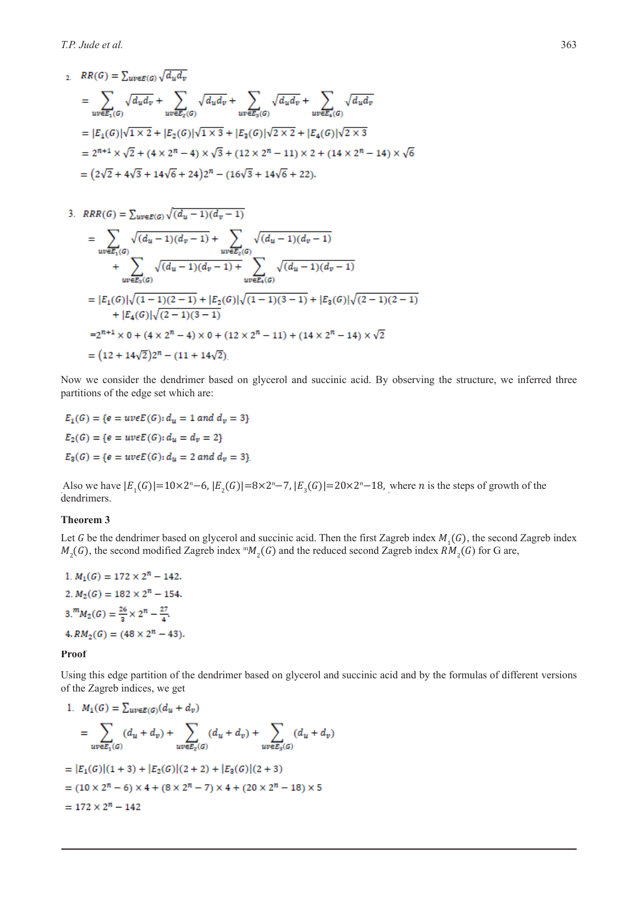2. $RR(G) = \sum_{uv\epsilon E(G)} \sqrt{d_u d_v}$

$$= \sum_{uv\epsilon E_1(G)} \sqrt{d_u d_v} + \sum_{uv\epsilon E_2(G)} \sqrt{d_u d_v} + \sum_{uv\epsilon E_3(G)} \sqrt{d_u d_v} + \sum_{uv\epsilon E_4(G)} \sqrt{d_u d_v}$$

$$= |E_1(G)|\sqrt{1\times 2} + |E_2(G)|\sqrt{1\times 3} + |E_3(G)|\sqrt{2\times 2} + |E_4(G)|\sqrt{2\times 3}$$

$$= 2^{n+1}\times\sqrt{2} + (4\times 2^n - 4)\times\sqrt{3} + (12\times 2^n - 11)\times 2 + (14\times 2^n - 14)\times\sqrt{6}$$

$$= \left(2\sqrt{2} + 4\sqrt{3} + 14\sqrt{6} + 24\right)2^n - \left(16\sqrt{3} + 14\sqrt{6} + 22\right).$$

3. $RRR(G) = \sum_{uv\epsilon E(G)} \sqrt{(d_u - 1)(d_v - 1)}$

$$= \sum_{uv\epsilon E_1(G)} \sqrt{(d_u - 1)(d_v - 1)} + \sum_{uv\epsilon E_2(G)} \sqrt{(d_u - 1)(d_v - 1)} + \sum_{uv\epsilon E_3(G)} \sqrt{(d_u - 1)(d_v - 1)} + \sum_{uv\epsilon E_4(G)} \sqrt{(d_u - 1)(d_v - 1)}$$

$$= |E_1(G)|\sqrt{(1-1)(2-1)} + |E_2(G)|\sqrt{(1-1)(3-1)} + |E_3(G)|\sqrt{(2-1)(2-1)} + |E_4(G)|\sqrt{(2-1)(3-1)}$$

$$= 2^{n+1}\times 0 + (4\times 2^n - 4)\times 0 + (12\times 2^n - 11) + (14\times 2^n - 14)\times\sqrt{2}$$

$$= \left(12 + 14\sqrt{2}\right)2^n - \left(11 + 14\sqrt{2}\right).$$

Now we consider the dendrimer based on glycerol and succinic acid. By observing the structure, we inferred three partitions of the edge set which are:

$$E_1(G) = \{e = uv\epsilon E(G) : d_u = 1 \text{ and } d_v = 3\}$$

$$E_2(G) = \{e = uv\epsilon E(G) : d_u = d_v = 2\}$$

$$E_3(G) = \{e = uv\epsilon E(G) : d_u = 2 \text{ and } d_v = 3\}.$$

Also we have $|E_1(G)| = 10\times 2^n - 6$, $|E_2(G)| = 8\times 2^n - 7$, $|E_3(G)| = 20\times 2^n - 18$, where $n$ is the steps of growth of the dendrimers.

**Theorem 3**

Let $G$ be the dendrimer based on glycerol and succinic acid. Then the first Zagreb index $M_1(G)$, the second Zagreb index $M_2(G)$, the second modified Zagreb index ${}^{m}M_2(G)$ and the reduced second Zagreb index $RM_2(G)$ for G are,

1. $M_1(G) = 172\times 2^n - 142.$
2. $M_2(G) = 182\times 2^n - 154.$
3. ${}^{m}M_2(G) = \frac{26}{3}\times 2^n - \frac{27}{4}.$
4. $RM_2(G) = (48\times 2^n - 43).$

**Proof**

Using this edge partition of the dendrimer based on glycerol and succinic acid and by the formulas of different versions of the Zagreb indices, we get

1. $M_1(G) = \sum_{uv\epsilon E(G)} (d_u + d_v)$

$$= \sum_{uv\epsilon E_1(G)} (d_u + d_v) + \sum_{uv\epsilon E_2(G)} (d_u + d_v) + \sum_{uv\epsilon E_3(G)} (d_u + d_v)$$

$$= |E_1(G)|(1 + 3) + |E_2(G)|(2 + 2) + |E_3(G)|(2 + 3)$$

$$= (10\times 2^n - 6)\times 4 + (8\times 2^n - 7)\times 4 + (20\times 2^n - 18)\times 5$$

$$= 172\times 2^n - 142$$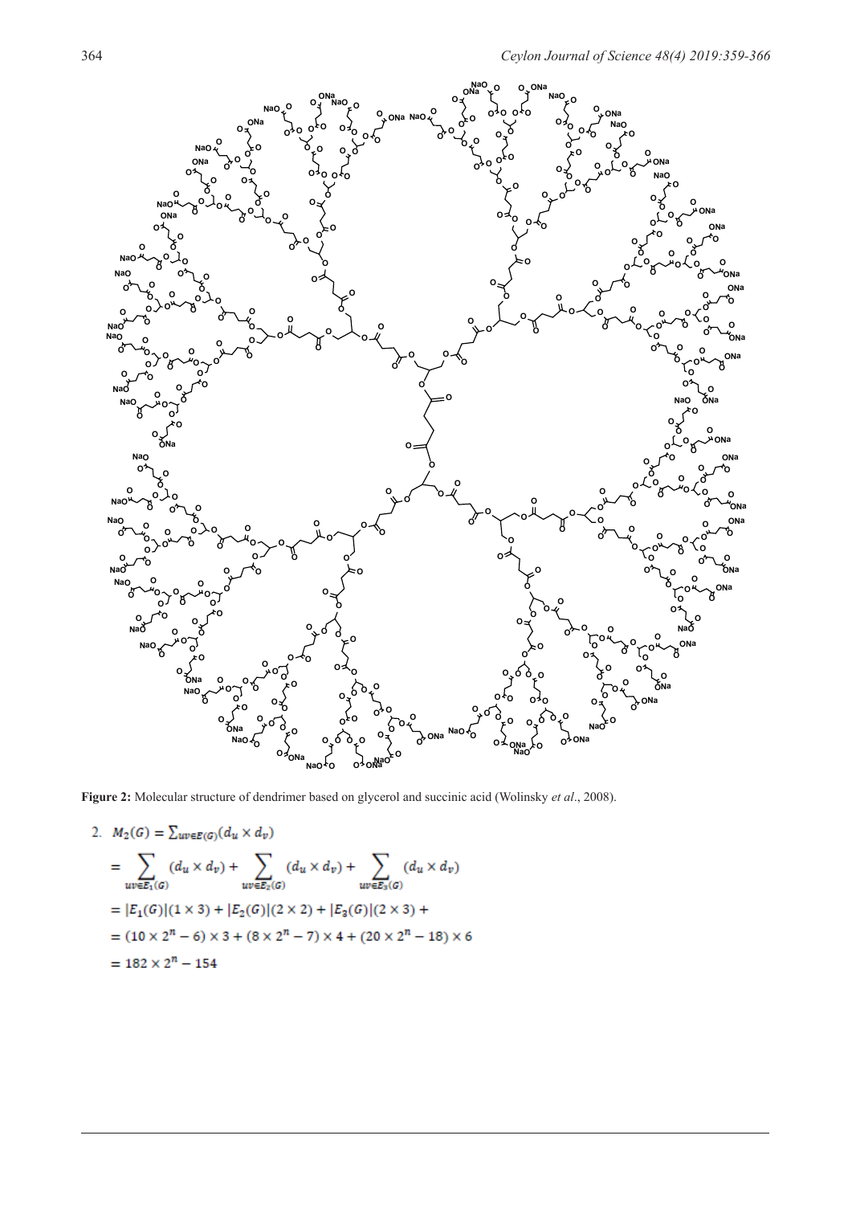**Figure 2:** Molecular structure of dendrimer based on glycerol and succinic acid (Wolinsky *et al*., 2008).

2. $M_2(G) = \sum_{uv \in E(G)} (d_u \times d_v)$

$$= \sum_{uv \in E_1(G)} (d_u \times d_v) + \sum_{uv \in E_2(G)} (d_u \times d_v) + \sum_{uv \in E_3(G)} (d_u \times d_v)$$

$$= |E_1(G)|(1 \times 3) + |E_2(G)|(2 \times 2) + |E_3(G)|(2 \times 3) +$$

$$= (10 \times 2^n - 6) \times 3 + (8 \times 2^n - 7) \times 4 + (20 \times 2^n - 18) \times 6$$

$$= 182 \times 2^n - 154$$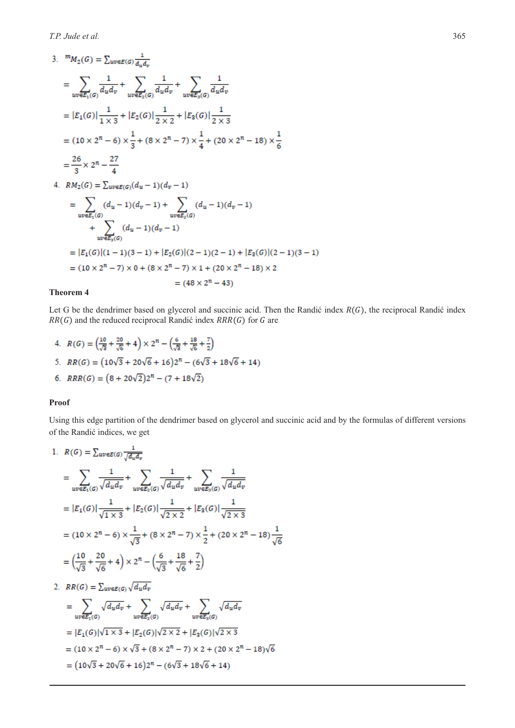3. ${}^{m}M_2(G) = \sum_{uv\in E(G)} \frac{1}{d_u d_v}$

$$= \sum_{uv\in E_1(G)} \frac{1}{d_u d_v} + \sum_{uv\in E_2(G)} \frac{1}{d_u d_v} + \sum_{uv\in E_3(G)} \frac{1}{d_u d_v}$$

$$= |E_1(G)|\frac{1}{1\times 3} + |E_2(G)|\frac{1}{2\times 2} + |E_3(G)|\frac{1}{2\times 3}$$

$$= (10\times 2^n - 6)\times\frac{1}{3} + (8\times 2^n - 7)\times\frac{1}{4} + (20\times 2^n - 18)\times\frac{1}{6}$$

$$= \frac{26}{3}\times 2^n - \frac{27}{4}$$

4. $RM_2(G) = \sum_{uv\in E(G)} (d_u - 1)(d_v - 1)$

$$= \sum_{uv\in E_1(G)} (d_u - 1)(d_v - 1) + \sum_{uv\in E_2(G)} (d_u - 1)(d_v - 1) + \sum_{uv\in E_3(G)} (d_u - 1)(d_v - 1)$$

$$= |E_1(G)|(1-1)(3-1) + |E_2(G)|(2-1)(2-1) + |E_3(G)|(2-1)(3-1)$$

$$= (10\times 2^n - 7)\times 0 + (8\times 2^n - 7)\times 1 + (20\times 2^n - 18)\times 2$$

$$= (48\times 2^n - 43)$$

**Theorem 4**

Let G be the dendrimer based on glycerol and succinic acid. Then the Randić index $R(G)$, the reciprocal Randić index $RR(G)$ and the reduced reciprocal Randić index $RRR(G)$ for $G$ are

4. $R(G) = \left(\frac{10}{\sqrt{3}} + \frac{20}{\sqrt{6}} + 4\right)\times 2^n - \left(\frac{6}{\sqrt{3}} + \frac{18}{\sqrt{6}} + \frac{7}{2}\right)$
5. $RR(G) = \left(10\sqrt{3} + 20\sqrt{6} + 16\right)2^n - \left(6\sqrt{3} + 18\sqrt{6} + 14\right)$
6. $RRR(G) = \left(8 + 20\sqrt{2}\right)2^n - \left(7 + 18\sqrt{2}\right)$

**Proof**

Using this edge partition of the dendrimer based on glycerol and succinic acid and by the formulas of different versions of the Randić indices, we get

1. $R(G) = \sum_{uv\in E(G)} \frac{1}{\sqrt{d_u d_v}}$

$$= \sum_{uv\in E_1(G)} \frac{1}{\sqrt{d_u d_v}} + \sum_{uv\in E_2(G)} \frac{1}{\sqrt{d_u d_v}} + \sum_{uv\in E_3(G)} \frac{1}{\sqrt{d_u d_v}}$$

$$= |E_1(G)|\frac{1}{\sqrt{1\times 3}} + |E_2(G)|\frac{1}{\sqrt{2\times 2}} + |E_3(G)|\frac{1}{\sqrt{2\times 3}}$$

$$= (10\times 2^n - 6)\times\frac{1}{\sqrt{3}} + (8\times 2^n - 7)\times\frac{1}{2} + (20\times 2^n - 18)\frac{1}{\sqrt{6}}$$

$$= \left(\frac{10}{\sqrt{3}} + \frac{20}{\sqrt{6}} + 4\right)\times 2^n - \left(\frac{6}{\sqrt{3}} + \frac{18}{\sqrt{6}} + \frac{7}{2}\right)$$

2. $RR(G) = \sum_{uv\in E(G)} \sqrt{d_u d_v}$

$$= \sum_{uv\in E_1(G)} \sqrt{d_u d_v} + \sum_{uv\in E_2(G)} \sqrt{d_u d_v} + \sum_{uv\in E_3(G)} \sqrt{d_u d_v}$$

$$= |E_1(G)|\sqrt{1\times 3} + |E_2(G)|\sqrt{2\times 2} + |E_3(G)|\sqrt{2\times 3}$$

$$= (10\times 2^n - 6)\times\sqrt{3} + (8\times 2^n - 7)\times 2 + (20\times 2^n - 18)\sqrt{6}$$

$$= \left(10\sqrt{3} + 20\sqrt{6} + 16\right)2^n - \left(6\sqrt{3} + 18\sqrt{6} + 14\right)$$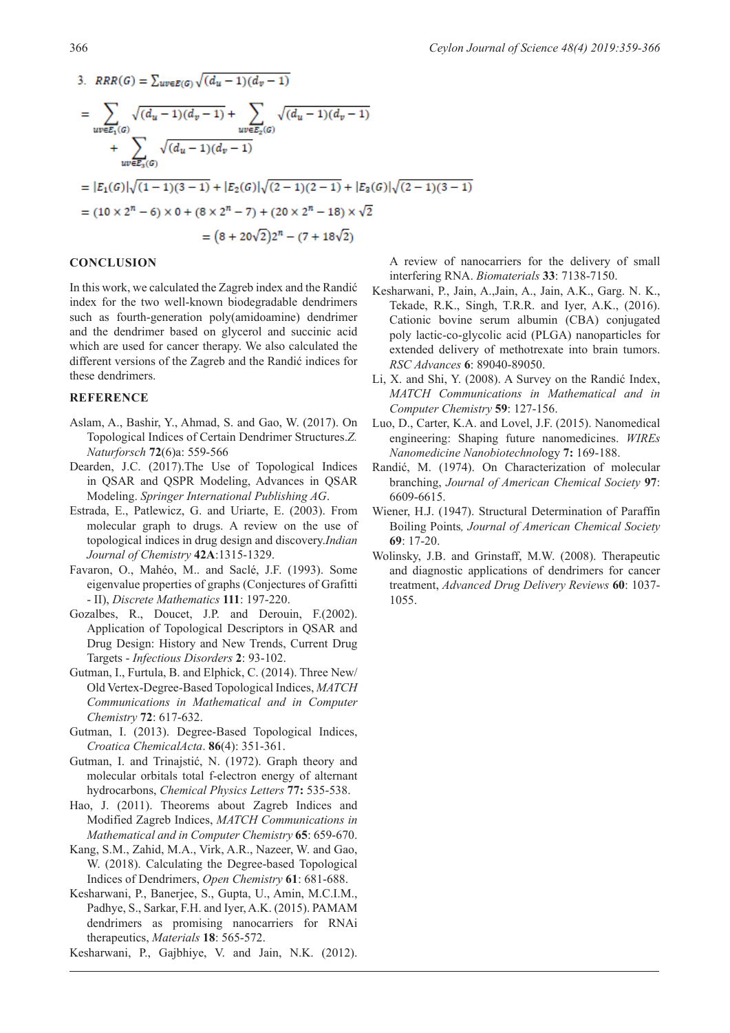3. $RRR(G) = \sum_{uv \in E(G)} \sqrt{(d_u - 1)(d_v - 1)}$

$$= \sum_{uv \in E_1(G)} \sqrt{(d_u - 1)(d_v - 1)} + \sum_{uv \in E_2(G)} \sqrt{(d_u - 1)(d_v - 1)} + \sum_{uv \in E_3(G)} \sqrt{(d_u - 1)(d_v - 1)}$$

$$= |E_1(G)|\sqrt{(1-1)(3-1)} + |E_2(G)|\sqrt{(2-1)(2-1)} + |E_3(G)|\sqrt{(2-1)(3-1)}$$

$$= (10 \times 2^n - 6) \times 0 + (8 \times 2^n - 7) + (20 \times 2^n - 18) \times \sqrt{2}$$

$$= (8 + 20\sqrt{2})2^n - (7 + 18\sqrt{2})$$

## CONCLUSION

In this work, we calculated the Zagreb index and the Randić index for the two well-known biodegradable dendrimers such as fourth-generation poly(amidoamine) dendrimer and the dendrimer based on glycerol and succinic acid which are used for cancer therapy. We also calculated the different versions of the Zagreb and the Randić indices for these dendrimers.

## REFERENCE

Aslam, A., Bashir, Y., Ahmad, S. and Gao, W. (2017). On Topological Indices of Certain Dendrimer Structures. *Z. Naturforsch* **72**(6)a: 559-566

Dearden, J.C. (2017).The Use of Topological Indices in QSAR and QSPR Modeling, Advances in QSAR Modeling. *Springer International Publishing AG*.

Estrada, E., Patlewicz, G. and Uriarte, E. (2003). From molecular graph to drugs. A review on the use of topological indices in drug design and discovery. *Indian Journal of Chemistry* **42A**:1315-1329.

Favaron, O., Mahéo, M.. and Saclé, J.F. (1993). Some eigenvalue properties of graphs (Conjectures of Grafitti - II), *Discrete Mathematics* **111**: 197-220.

Gozalbes, R., Doucet, J.P. and Derouin, F.(2002). Application of Topological Descriptors in QSAR and Drug Design: History and New Trends, Current Drug Targets - *Infectious Disorders* **2**: 93-102.

Gutman, I., Furtula, B. and Elphick, C. (2014). Three New/Old Vertex-Degree-Based Topological Indices, *MATCH Communications in Mathematical and in Computer Chemistry* **72**: 617-632.

Gutman, I. (2013). Degree-Based Topological Indices, *Croatica ChemicalActa*. **86**(4): 351-361.

Gutman, I. and Trinajstić, N. (1972). Graph theory and molecular orbitals total f-electron energy of alternant hydrocarbons, *Chemical Physics Letters* **77:** 535-538.

Hao, J. (2011). Theorems about Zagreb Indices and Modified Zagreb Indices, *MATCH Communications in Mathematical and in Computer Chemistry* **65**: 659-670.

Kang, S.M., Zahid, M.A., Virk, A.R., Nazeer, W. and Gao, W. (2018). Calculating the Degree-based Topological Indices of Dendrimers, *Open Chemistry* **61**: 681-688.

Kesharwani, P., Banerjee, S., Gupta, U., Amin, M.C.I.M., Padhye, S., Sarkar, F.H. and Iyer, A.K. (2015). PAMAM dendrimers as promising nanocarriers for RNAi therapeutics, *Materials* **18**: 565-572.

Kesharwani, P., Gajbhiye, V. and Jain, N.K. (2012). A review of nanocarriers for the delivery of small interfering RNA. *Biomaterials* **33**: 7138-7150.

Kesharwani, P., Jain, A.,Jain, A., Jain, A.K., Garg. N. K., Tekade, R.K., Singh, T.R.R. and Iyer, A.K., (2016). Cationic bovine serum albumin (CBA) conjugated poly lactic-co-glycolic acid (PLGA) nanoparticles for extended delivery of methotrexate into brain tumors. *RSC Advances* **6**: 89040-89050.

Li, X. and Shi, Y. (2008). A Survey on the Randić Index, *MATCH Communications in Mathematical and in Computer Chemistry* **59**: 127-156.

Luo, D., Carter, K.A. and Lovel, J.F. (2015). Nanomedical engineering: Shaping future nanomedicines. *WIREs Nanomedicine Nanobiotechnolog*y **7:** 169-188.

Randić, M. (1974). On Characterization of molecular branching, *Journal of American Chemical Society* **97**: 6609-6615.

Wiener, H.J. (1947). Structural Determination of Paraffin Boiling Points*, Journal of American Chemical Society* **69**: 17-20.

Wolinsky, J.B. and Grinstaff, M.W. (2008). Therapeutic and diagnostic applications of dendrimers for cancer treatment, *Advanced Drug Delivery Reviews* **60**: 1037-1055.